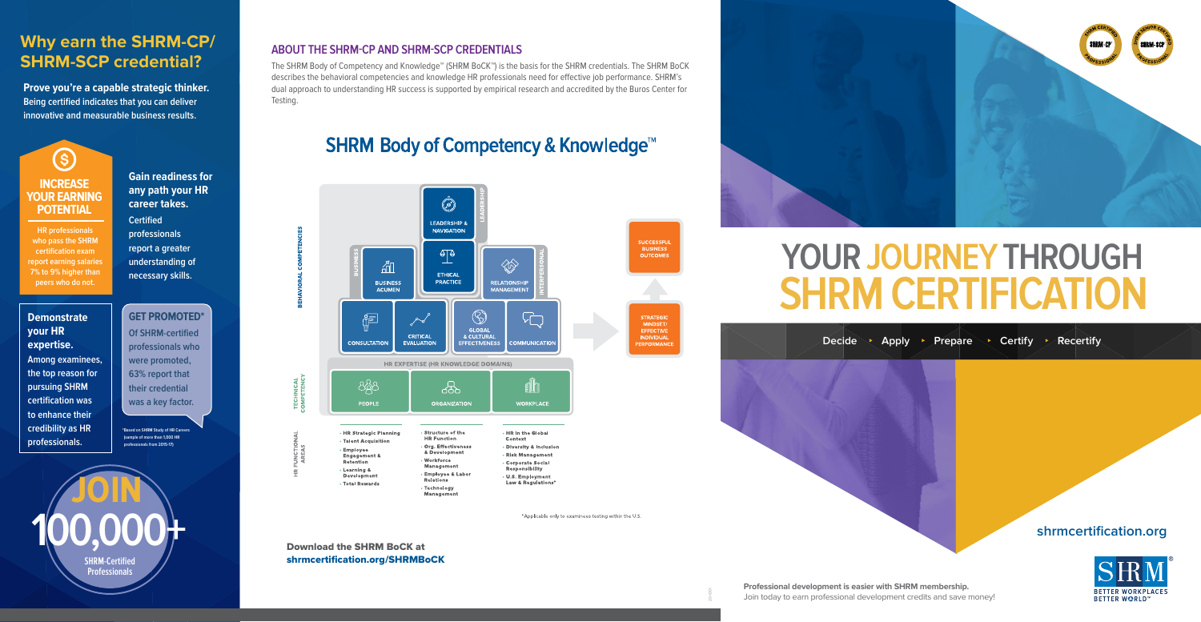## Why earn the SHRM-CP/ SHRM-SCP credential?

**Prove you're a capable strategic thinker.** Being certified indicates that you can deliver innovative and measurable business results.

### INCREASE YOUR EARNING POTENTIAL

HR professionals who pass the SHRM certification exam report earning salaries 7% to 9% higher than peers who do not.

**Gain readiness for any path your HR career takes.** Certified professionals report a greater understanding of necessary skills.

**Demonstrate your HR expertise.** Among examinees, the top reason for pursuing SHRM certification was to enhance their credibility as HR professionals.

### GET PROMOTED*

Of SHRM-certified professionals who were promoted, 63% report that their credential was a key factor.

*Based on SHRM Study of HR Careers (sample of more than 1,000 HR professionals from 2015-17)

## JOIN 100,000+

SHRM-Certified Professionals

## ABOUT THE SHRM-CP AND SHRM-SCP CREDENTIALS

The SHRM Body of Competency and Knowledge™ (SHRM BoCK™) is the basis for the SHRM credentials. The SHRM BoCK describes the behavioral competencies and knowledge HR professionals need for effective job performance. SHRM's dual approach to understanding HR success is supported by empirical research and accredited by the Buros Center for Testing.

## SHRM Body of Competency & Knowledge™

**BEHAVIORAL COMPETENCIES**

- LEADERSHIP: Leadership & Navigation, Ethical Practice
- BUSINESS: Business Acumen, Consultation, Critical Evaluation
- INTERPERSONAL: Relationship Management, Global & Cultural Effectiveness, Communication

**TECHNICAL COMPETENCY** – HR EXPERTISE (HR KNOWLEDGE DOMAINS)

| People | Organization | Workplace |
| --- | --- | --- |
| HR Strategic Planning | Structure of the HR Function | HR in the Global Context |
| Talent Acquisition | Org. Effectiveness & Development | Diversity & Inclusion |
| Employee Engagement & Retention | Workforce Management | Risk Management |
| Learning & Development | Employee & Labor Relations | Corporate Social Responsibility |
| Total Rewards | Technology Management | U.S. Employment Law & Regulations* |

(Rows under the domains: HR FUNCTIONAL AREAS)

STRATEGIC MINDSET/ EFFECTIVE INDIVIDUAL PERFORMANCE → SUCCESSFUL BUSINESS OUTCOMES

*Applicable only to examinees testing within the U.S.

**Download the SHRM BoCK at shrmcertification.org/SHRMBoCK**

# YOUR JOURNEY THROUGH SHRM CERTIFICATION

Decide ▸ Apply ▸ Prepare ▸ Certify ▸ Recertify

**shrmcertification.org**

**Professional development is easier with SHRM membership.**
Join today to earn professional development credits and save money!

SHRM® BETTER WORKPLACES BETTER WORLD™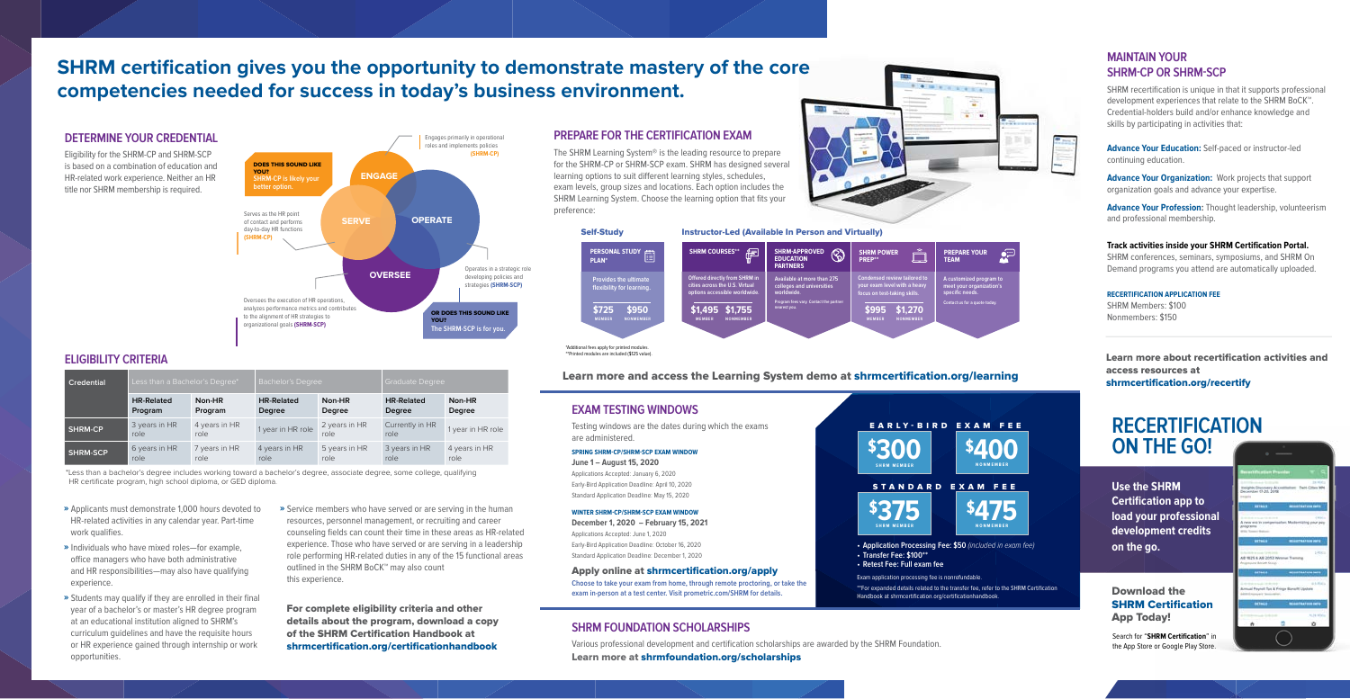# SHRM certification gives you the opportunity to demonstrate mastery of the core competencies needed for success in today's business environment.

## DETERMINE YOUR CREDENTIAL

Eligibility for the SHRM-CP and SHRM-SCP is based on a combination of education and HR-related work experience. Neither an HR title nor SHRM membership is required.

DOES THIS SOUND LIKE YOU? SHRM-CP is likely your better option.

ENGAGE
SERVE
OPERATE
OVERSEE

Engages primarily in operational roles and implements policies (SHRM-CP)

Serves as the HR point of contact and performs day-to-day HR functions (SHRM-CP)

Operates in a strategic role developing policies and strategies (SHRM-SCP)

Oversees the execution of HR operations, analyzes performance metrics and contributes to the alignment of HR strategies to organizational goals (SHRM-SCP)

OR DOES THIS SOUND LIKE YOU? The SHRM-SCP is for you.

## ELIGIBILITY CRITERIA

| Credential | Less than a Bachelor's Degree* | | Bachelor's Degree | | Graduate Degree | |
|---|---|---|---|---|---|---|
| | HR-Related Program | Non-HR Program | HR-Related Degree | Non-HR Degree | HR-Related Degree | Non-HR Degree |
| SHRM-CP | 3 years in HR role | 4 years in HR role | 1 year in HR role | 2 years in HR role | Currently in HR role | 1 year in HR role |
| SHRM-SCP | 6 years in HR role | 7 years in HR role | 4 years in HR role | 5 years in HR role | 3 years in HR role | 4 years in HR role |

*Less than a bachelor's degree includes working toward a bachelor's degree, associate degree, some college, qualifying HR certificate program, high school diploma, or GED diploma.

- Applicants must demonstrate 1,000 hours devoted to HR-related activities in any calendar year. Part-time work qualifies.
- Individuals who have mixed roles—for example, office managers who have both administrative and HR responsibilities—may also have qualifying experience.
- Students may qualify if they are enrolled in their final year of a bachelor's or master's HR degree program at an educational institution aligned to SHRM's curriculum guidelines and have the requisite hours or HR experience gained through internship or work opportunities.
- Service members who have served or are serving in the human resources, personnel management, or recruiting and career counseling fields can count their time in these areas as HR-related experience. Those who have served or are serving in a leadership role performing HR-related duties in any of the 15 functional areas outlined in the SHRM BoCK™ may also count this experience.

**For complete eligibility criteria and other details about the program, download a copy of the SHRM Certification Handbook at shrmcertification.org/certificationhandbook**

## PREPARE FOR THE CERTIFICATION EXAM

The SHRM Learning System® is the leading resource to prepare for the SHRM-CP or SHRM-SCP exam. SHRM has designed several learning options to suit different learning styles, schedules, exam levels, group sizes and locations. Each option includes the SHRM Learning System. Choose the learning option that fits your preference:

| Self-Study | Instructor-Led (Available In Person and Virtually) | | | |
|---|---|---|---|---|
| PERSONAL STUDY PLAN* | SHRM COURSES** | SHRM-APPROVED EDUCATION PARTNERS | SHRM POWER PREP** | PREPARE YOUR TEAM |
| Provides the ultimate flexibility for learning. | Offered directly from SHRM in cities across the U.S. Virtual options accessible worldwide. | Available at more than 275 colleges and universities worldwide. | Condensed review tailored to your exam level with a heavy focus on test-taking skills. | A customized program to meet your organization's specific needs. |
| $725 MEMBER / $950 NONMEMBER | $1,495 MEMBER / $1,755 NONMEMBER | Program fees vary. Contact the partner nearest you. | $995 MEMBER / $1,270 NONMEMBER | Contact us for a quote today. |

*Additional fees apply for printed modules.
**Printed modules are included ($125 value).

**Learn more and access the Learning System demo at shrmcertification.org/learning**

## EXAM TESTING WINDOWS

Testing windows are the dates during which the exams are administered.

**SPRING SHRM-CP/SHRM-SCP EXAM WINDOW**
**June 1 – August 15, 2020**
Applications Accepted: January 6, 2020
Early-Bird Application Deadline: April 10, 2020
Standard Application Deadline: May 15, 2020

**WINTER SHRM-CP/SHRM-SCP EXAM WINDOW**
**December 1, 2020 – February 15, 2021**
Applications Accepted: June 1, 2020
Early-Bird Application Deadline: October 16, 2020
Standard Application Deadline: December 1, 2020

**Apply online at shrmcertification.org/apply**

**Choose to take your exam from home, through remote proctoring, or take the exam in-person at a test center. Visit prometric.com/SHRM for details.**

| | SHRM MEMBER | NONMEMBER |
|---|---|---|
| EARLY-BIRD EXAM FEE | $300 | $400 |
| STANDARD EXAM FEE | $375 | $475 |

- Application Processing Fee: $50 *(included in exam fee)*
- Transfer Fee: $100**
- Retest Fee: Full exam fee

Exam application processing fee is nonrefundable.

**For expanded details related to the transfer fee, refer to the SHRM Certification Handbook at shrmcertification.org/certificationhandbook.

## SHRM FOUNDATION SCHOLARSHIPS

Various professional development and certification scholarships are awarded by the SHRM Foundation.
**Learn more at shrmfoundation.org/scholarships**

## MAINTAIN YOUR SHRM-CP OR SHRM-SCP

SHRM recertification is unique in that it supports professional development experiences that relate to the SHRM BoCK™. Credential-holders build and/or enhance knowledge and skills by participating in activities that:

**Advance Your Education:** Self-paced or instructor-led continuing education.

**Advance Your Organization:** Work projects that support organization goals and advance your expertise.

**Advance Your Profession:** Thought leadership, volunteerism and professional membership.

**Track activities inside your SHRM Certification Portal.**
SHRM conferences, seminars, symposiums, and SHRM On Demand programs you attend are automatically uploaded.

**RECERTIFICATION APPLICATION FEE**
SHRM Members: $100
Nonmembers: $150

**Learn more about recertification activities and access resources at shrmcertification.org/recertify**

## RECERTIFICATION ON THE GO!

**Use the SHRM Certification app to load your professional development credits on the go.**

**Download the SHRM Certification App Today!**

Search for "**SHRM Certification**" in the App Store or Google Play Store.